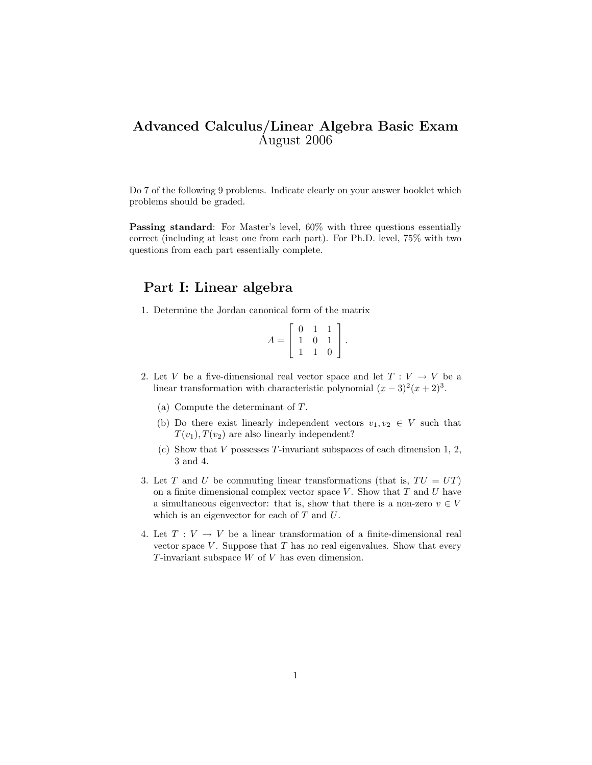# Advanced Calculus/Linear Algebra Basic Exam

August 2006

Do 7 of the following 9 problems. Indicate clearly on your answer booklet which problems should be graded.

**Passing standard**: For Master's level, 60% with three questions essentially correct (including at least one from each part). For Ph.D. level, 75% with two questions from each part essentially complete.

## Part I: Linear algebra

1. Determine the Jordan canonical form of the matrix

$$A = \begin{bmatrix} 0 & 1 & 1 \\ 1 & 0 & 1 \\ 1 & 1 & 0 \end{bmatrix}.$$

2. Let $V$ be a five-dimensional real vector space and let $T : V \to V$ be a linear transformation with characteristic polynomial $(x-3)^2(x+2)^3$.

   (a) Compute the determinant of $T$.

   (b) Do there exist linearly independent vectors $v_1, v_2 \in V$ such that $T(v_1), T(v_2)$ are also linearly independent?

   (c) Show that $V$ possesses $T$-invariant subspaces of each dimension 1, 2, 3 and 4.

3. Let $T$ and $U$ be commuting linear transformations (that is, $TU = UT$) on a finite dimensional complex vector space $V$. Show that $T$ and $U$ have a simultaneous eigenvector: that is, show that there is a non-zero $v \in V$ which is an eigenvector for each of $T$ and $U$.

4. Let $T : V \to V$ be a linear transformation of a finite-dimensional real vector space $V$. Suppose that $T$ has no real eigenvalues. Show that every $T$-invariant subspace $W$ of $V$ has even dimension.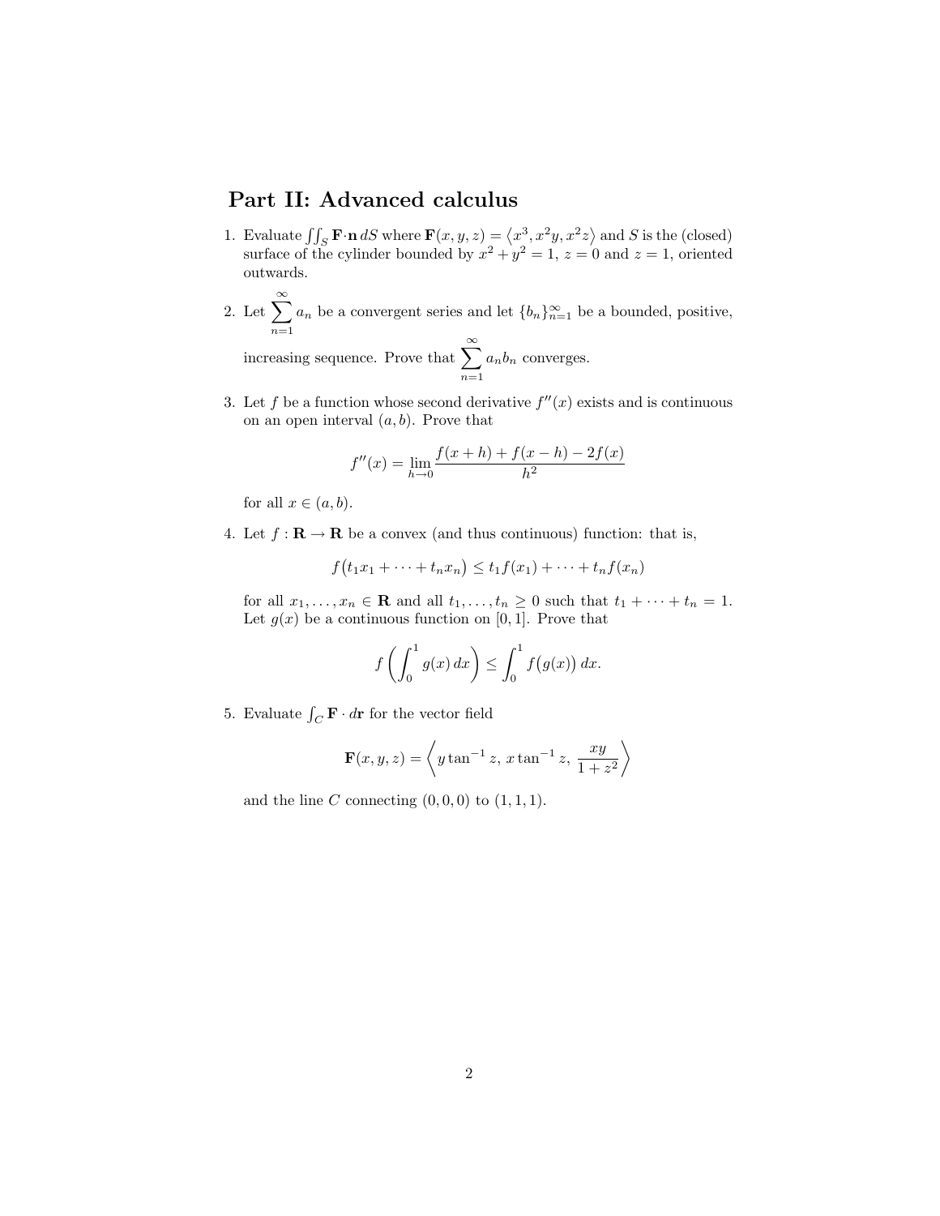## Part II: Advanced calculus

1. Evaluate $\iint_S \mathbf{F}\cdot\mathbf{n}\, dS$ where $\mathbf{F}(x,y,z) = \langle x^3, x^2y, x^2z \rangle$ and $S$ is the (closed) surface of the cylinder bounded by $x^2 + y^2 = 1$, $z = 0$ and $z = 1$, oriented outwards.

2. Let $\displaystyle\sum_{n=1}^{\infty} a_n$ be a convergent series and let $\{b_n\}_{n=1}^{\infty}$ be a bounded, positive, increasing sequence. Prove that $\displaystyle\sum_{n=1}^{\infty} a_n b_n$ converges.

3. Let $f$ be a function whose second derivative $f''(x)$ exists and is continuous on an open interval $(a, b)$. Prove that

$$f''(x) = \lim_{h\to 0} \frac{f(x+h) + f(x-h) - 2f(x)}{h^2}$$

for all $x \in (a, b)$.

4. Let $f : \mathbf{R} \to \mathbf{R}$ be a convex (and thus continuous) function: that is,

$$f\big(t_1x_1 + \cdots + t_nx_n\big) \le t_1 f(x_1) + \cdots + t_n f(x_n)$$

for all $x_1, \ldots, x_n \in \mathbf{R}$ and all $t_1, \ldots, t_n \ge 0$ such that $t_1 + \cdots + t_n = 1$. Let $g(x)$ be a continuous function on $[0, 1]$. Prove that

$$f\left(\int_0^1 g(x)\, dx\right) \le \int_0^1 f\big(g(x)\big)\, dx.$$

5. Evaluate $\int_C \mathbf{F} \cdot d\mathbf{r}$ for the vector field

$$\mathbf{F}(x,y,z) = \left\langle y\tan^{-1} z,\ x\tan^{-1} z,\ \frac{xy}{1+z^2} \right\rangle$$

and the line $C$ connecting $(0,0,0)$ to $(1,1,1)$.